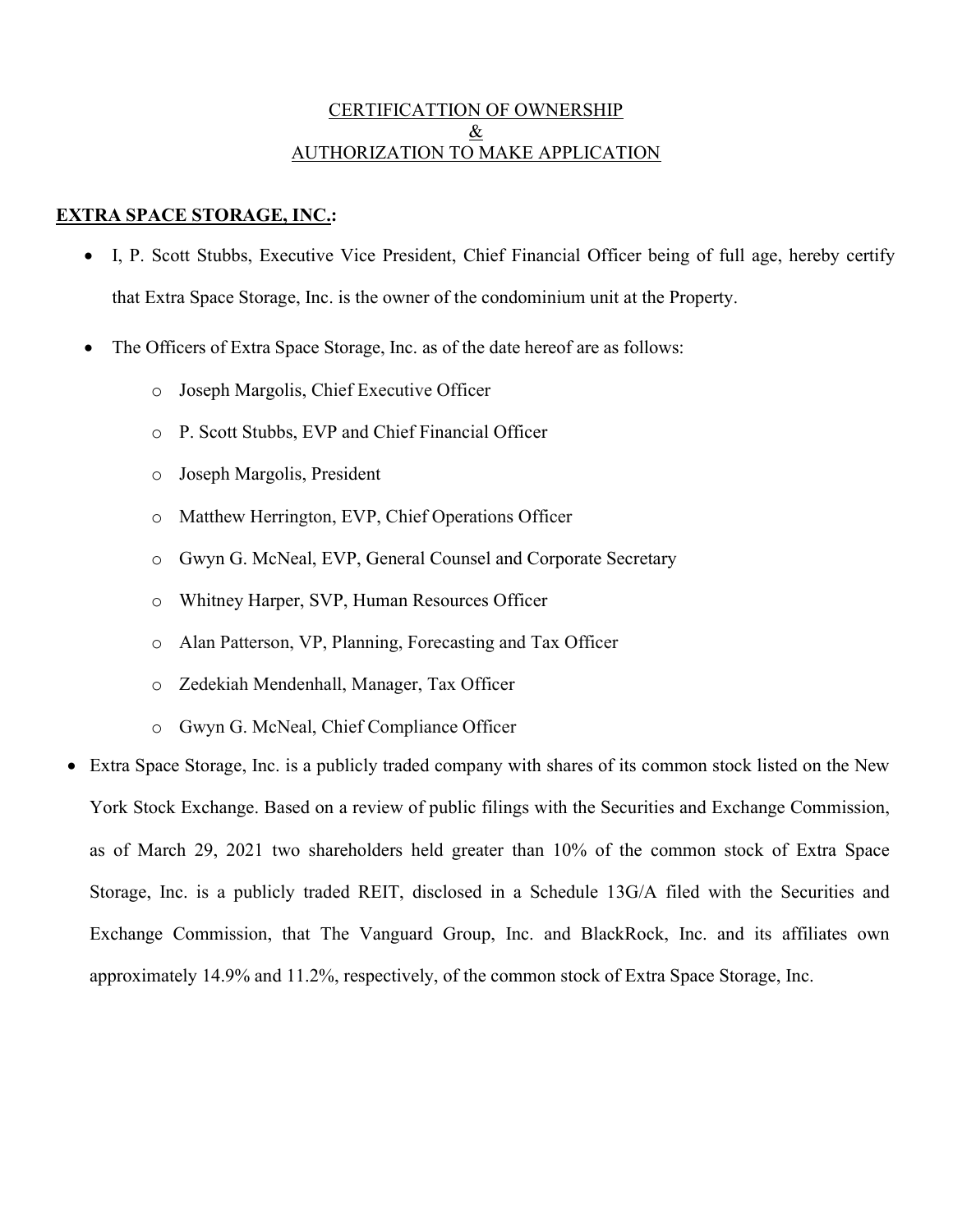CERTIFICATTION OF OWNERSHIP
&
AUTHORIZATION TO MAKE APPLICATION

**EXTRA SPACE STORAGE, INC.:**

- I, P. Scott Stubbs, Executive Vice President, Chief Financial Officer being of full age, hereby certify that Extra Space Storage, Inc. is the owner of the condominium unit at the Property.
- The Officers of Extra Space Storage, Inc. as of the date hereof are as follows:
  - Joseph Margolis, Chief Executive Officer
  - P. Scott Stubbs, EVP and Chief Financial Officer
  - Joseph Margolis, President
  - Matthew Herrington, EVP, Chief Operations Officer
  - Gwyn G. McNeal, EVP, General Counsel and Corporate Secretary
  - Whitney Harper, SVP, Human Resources Officer
  - Alan Patterson, VP, Planning, Forecasting and Tax Officer
  - Zedekiah Mendenhall, Manager, Tax Officer
  - Gwyn G. McNeal, Chief Compliance Officer
- Extra Space Storage, Inc. is a publicly traded company with shares of its common stock listed on the New York Stock Exchange. Based on a review of public filings with the Securities and Exchange Commission, as of March 29, 2021 two shareholders held greater than 10% of the common stock of Extra Space Storage, Inc. is a publicly traded REIT, disclosed in a Schedule 13G/A filed with the Securities and Exchange Commission, that The Vanguard Group, Inc. and BlackRock, Inc. and its affiliates own approximately 14.9% and 11.2%, respectively, of the common stock of Extra Space Storage, Inc.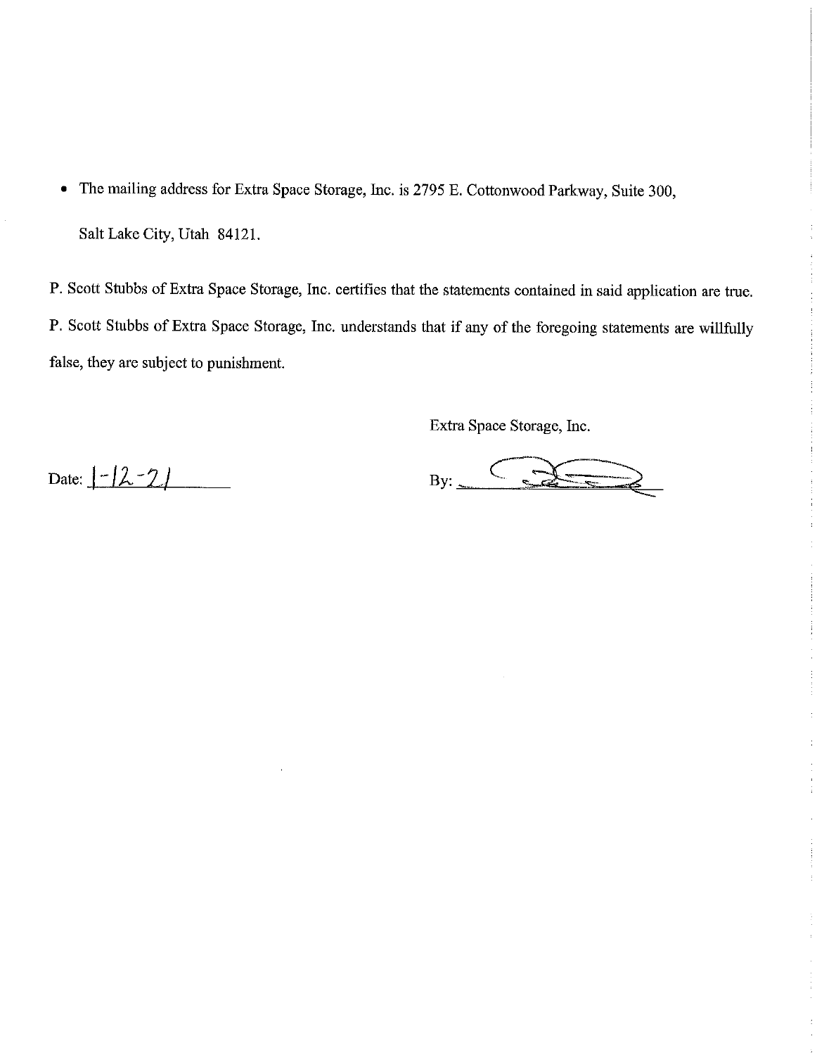- The mailing address for Extra Space Storage, Inc. is 2795 E. Cottonwood Parkway, Suite 300, Salt Lake City, Utah 84121.

P. Scott Stubbs of Extra Space Storage, Inc. certifies that the statements contained in said application are true. P. Scott Stubbs of Extra Space Storage, Inc. understands that if any of the foregoing statements are willfully false, they are subject to punishment.

Extra Space Storage, Inc.

Date: 1-12-21

By: ____________________